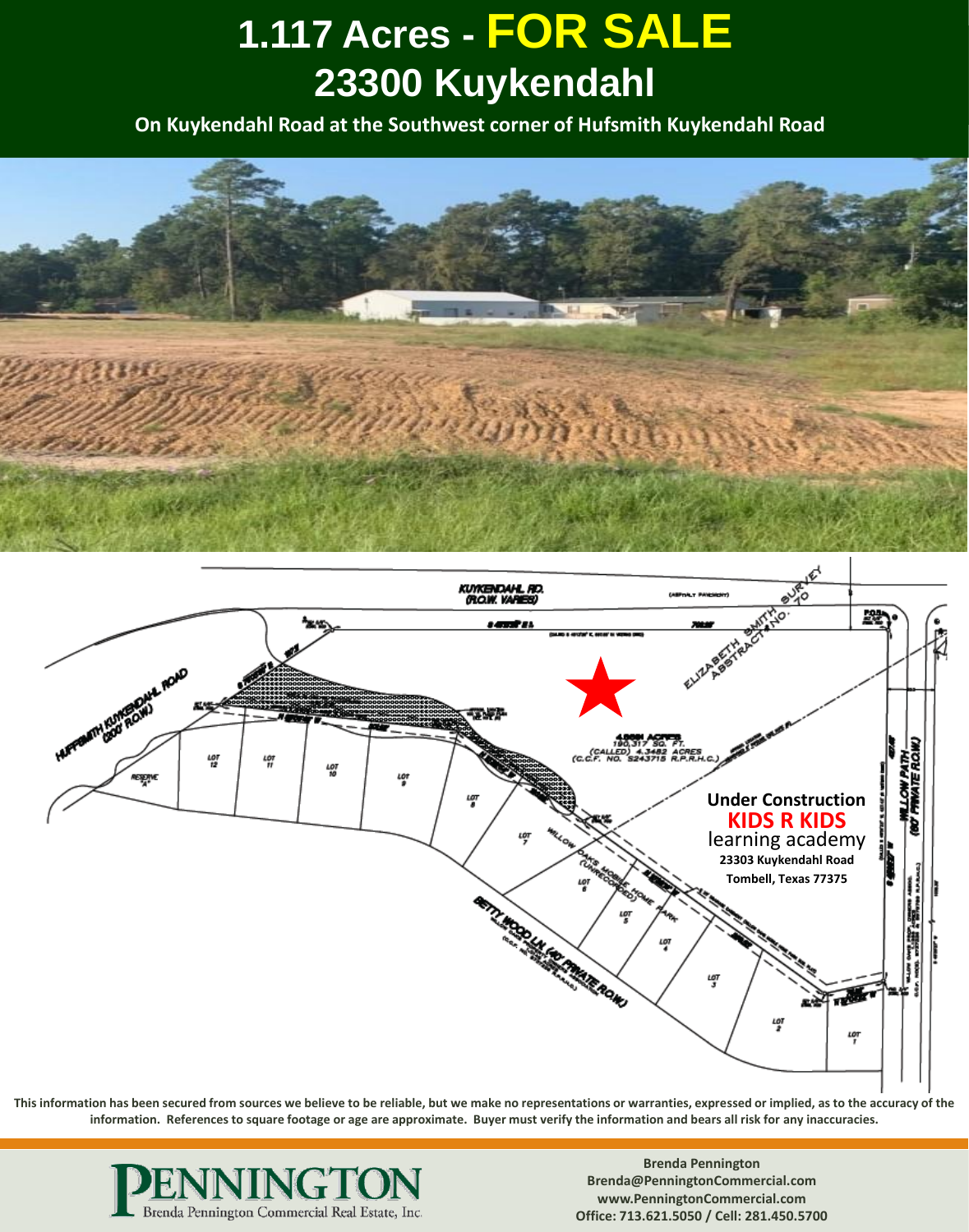# 1.117 Acres - FOR SALE
# 23300 Kuykendahl

**On Kuykendahl Road at the Southwest corner of Hufsmith Kuykendahl Road**

**Under Construction**
**KIDS R KIDS**
learning academy
**23303 Kuykendahl Road**
**Tombell, Texas 77375**

**This information has been secured from sources we believe to be reliable, but we make no representations or warranties, expressed or implied, as to the accuracy of the information. References to square footage or age are approximate. Buyer must verify the information and bears all risk for any inaccuracies.**

PENNINGTON
Brenda Pennington Commercial Real Estate, Inc.

**Brenda Pennington**
**Brenda@PenningtonCommercial.com**
**www.PenningtonCommercial.com**
**Office: 713.621.5050 / Cell: 281.450.5700**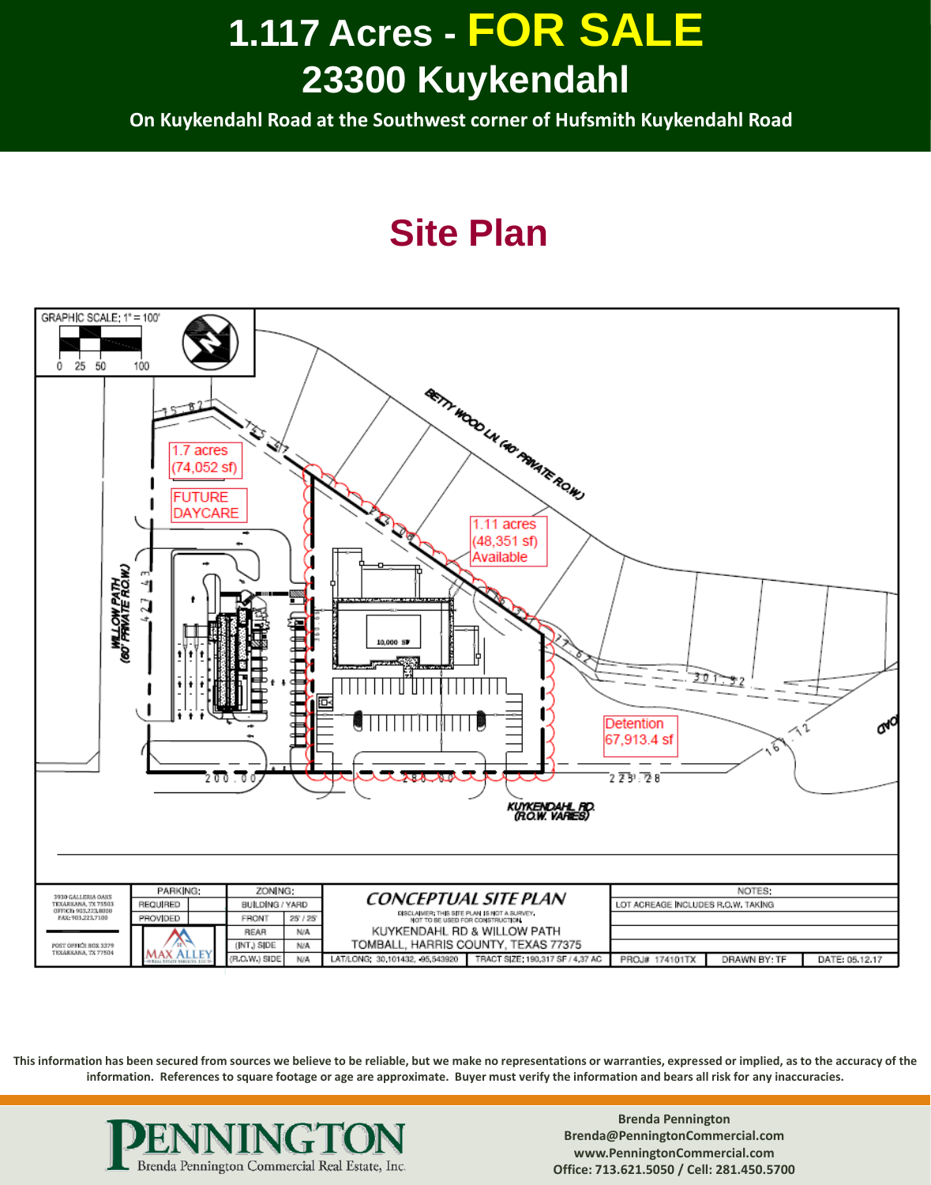# 1.117 Acres - FOR SALE

# 23300 Kuykendahl

**On Kuykendahl Road at the Southwest corner of Hufsmith Kuykendahl Road**

## Site Plan

GRAPHIC SCALE: 1" = 100'

0 25 50 100

1.7 acres (74,052 sf)

FUTURE DAYCARE

BETTY WOOD LN. (40' PRIVATE R.O.W.)

1.11 acres (48,351 sf) Available

10,000 SF

WILLOW PATH (60' PRIVATE R.O.W.)

Detention 67,913.4 sf

KUYKENDAHL RD. (R.O.W. VARIES)

75.82

155.87

427.43

200.00

280.00

77.62

301.52

161.12

223.28

3930 GALLERIA OAKS
TEXARKANA, TX 75503
OFFICE: 903.223.8000
FAX: 903.223.7100

POST OFFICE BOX 3379
TEXARKANA, TX 77504

MAX ALLEY REAL ESTATE SERVICES, LLC

| PARKING: | |
|---|---|
| REQUIRED | |
| PROVIDED | |

| ZONING: | |
|---|---|
| BUILDING / YARD | |
| FRONT | 25' / 25' |
| REAR | N/A |
| (INT.) SIDE | N/A |
| (R.O.W.) SIDE | N/A |

**CONCEPTUAL SITE PLAN**

DISCLAIMER: THIS SITE PLAN IS NOT A SURVEY. NOT TO BE USED FOR CONSTRUCTION.

KUYKENDAHL RD & WILLOW PATH
TOMBALL, HARRIS COUNTY, TEXAS 77375

LAT/LONG: 30.101432, -95.543920 | TRACT SIZE: 190,317 SF / 4.37 AC

NOTES:
LOT ACREAGE INCLUDES R.O.W. TAKING

PROJ# 174101TX | DRAWN BY: TF | DATE: 05.12.17

**This information has been secured from sources we believe to be reliable, but we make no representations or warranties, expressed or implied, as to the accuracy of the information. References to square footage or age are approximate. Buyer must verify the information and bears all risk for any inaccuracies.**

PENNINGTON
Brenda Pennington Commercial Real Estate, Inc.

**Brenda Pennington**
**Brenda@PenningtonCommercial.com**
**www.PenningtonCommercial.com**
**Office: 713.621.5050 / Cell: 281.450.5700**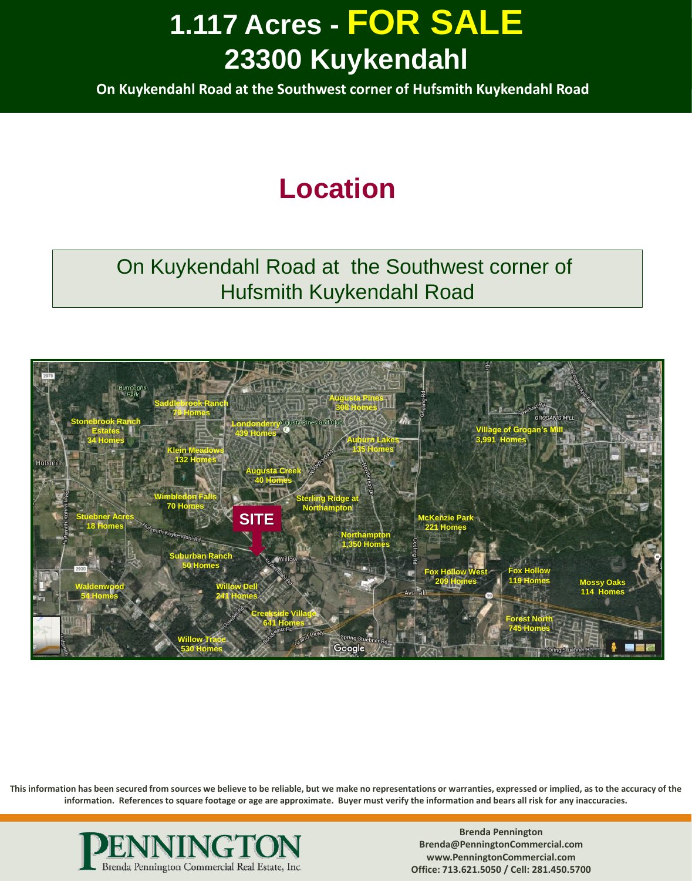# 1.117 Acres - FOR SALE
# 23300 Kuykendahl

**On Kuykendahl Road at the Southwest corner of Hufsmith Kuykendahl Road**

## Location

On Kuykendahl Road at the Southwest corner of Hufsmith Kuykendahl Road

Burroughs Park
Saddlebrook Ranch 79 Homes
Augusta Pines 308 Homes
Stonebrook Ranch Estates 34 Homes
Londonderry 439 Homes
Augusta Pines Golf Club
Auburn Lakes 135 Homes
Village of Grogan's Mill 3,991 Homes
Klein Meadows 132 Homes
Augusta Creek 40 Homes
Wimbledon Falls 70 Homes
Sterling Ridge at Northampton
Stuebner Acres 18 Homes
SITE
McKenzie Park 221 Homes
Northampton 1,350 Homes
Suburban Ranch 50 Homes
Fox Hollow West 209 Homes
Fox Hollow 119 Homes
Mossy Oaks 114 Homes
Waldenwood 54 Homes
Willow Dell 241 Homes
Creekside Village 641 Homes
Forest North 745 Homes
Willow Trace 530 Homes

This information has been secured from sources we believe to be reliable, but we make no representations or warranties, expressed or implied, as to the accuracy of the information. References to square footage or age are approximate. Buyer must verify the information and bears all risk for any inaccuracies.

PENNINGTON
Brenda Pennington Commercial Real Estate, Inc.

**Brenda Pennington**
**Brenda@PenningtonCommercial.com**
**www.PenningtonCommercial.com**
**Office: 713.621.5050 / Cell: 281.450.5700**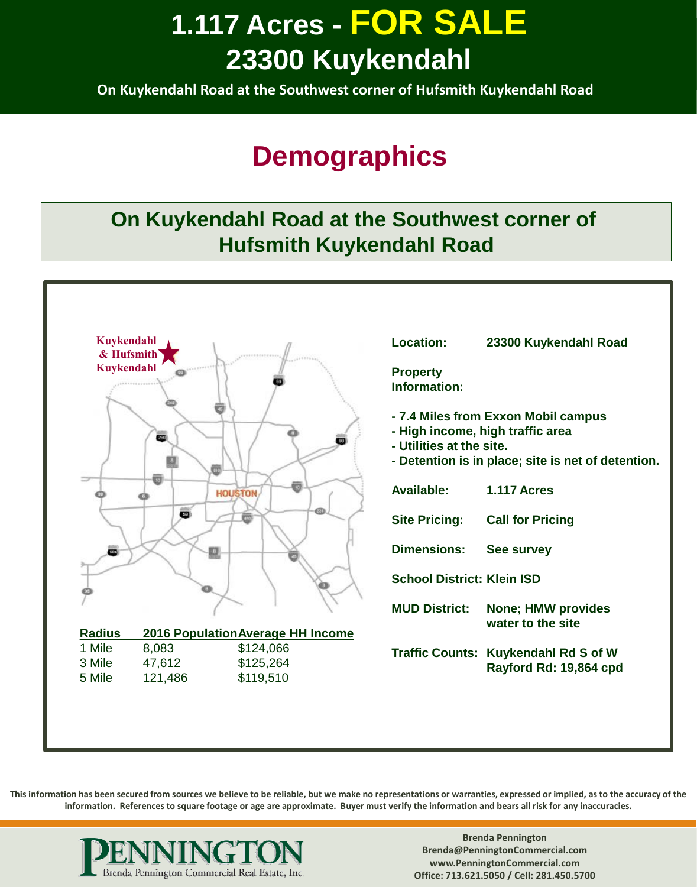# 1.117 Acres - FOR SALE
# 23300 Kuykendahl

**On Kuykendahl Road at the Southwest corner of Hufsmith Kuykendahl Road**

## Demographics

### On Kuykendahl Road at the Southwest corner of Hufsmith Kuykendahl Road

Kuykendahl & Hufsmith Kuykendahl

HOUSTON

| Radius | 2016 Population | Average HH Income |
|---|---|---|
| 1 Mile | 8,083 | $124,066 |
| 3 Mile | 47,612 | $125,264 |
| 5 Mile | 121,486 | $119,510 |

**Location:** 23300 Kuykendahl Road

**Property Information:**

- **7.4 Miles from Exxon Mobil campus**
- **High income, high traffic area**
- **Utilities at the site.**
- **Detention is in place; site is net of detention.**

**Available:** 1.117 Acres

**Site Pricing:** Call for Pricing

**Dimensions:** See survey

**School District:** Klein ISD

**MUD District:** None; HMW provides water to the site

**Traffic Counts:** Kuykendahl Rd S of W Rayford Rd: 19,864 cpd

**This information has been secured from sources we believe to be reliable, but we make no representations or warranties, expressed or implied, as to the accuracy of the information. References to square footage or age are approximate. Buyer must verify the information and bears all risk for any inaccuracies.**

PENNINGTON
Brenda Pennington Commercial Real Estate, Inc.

**Brenda Pennington**
**Brenda@PenningtonCommercial.com**
**www.PenningtonCommercial.com**
**Office: 713.621.5050 / Cell: 281.450.5700**